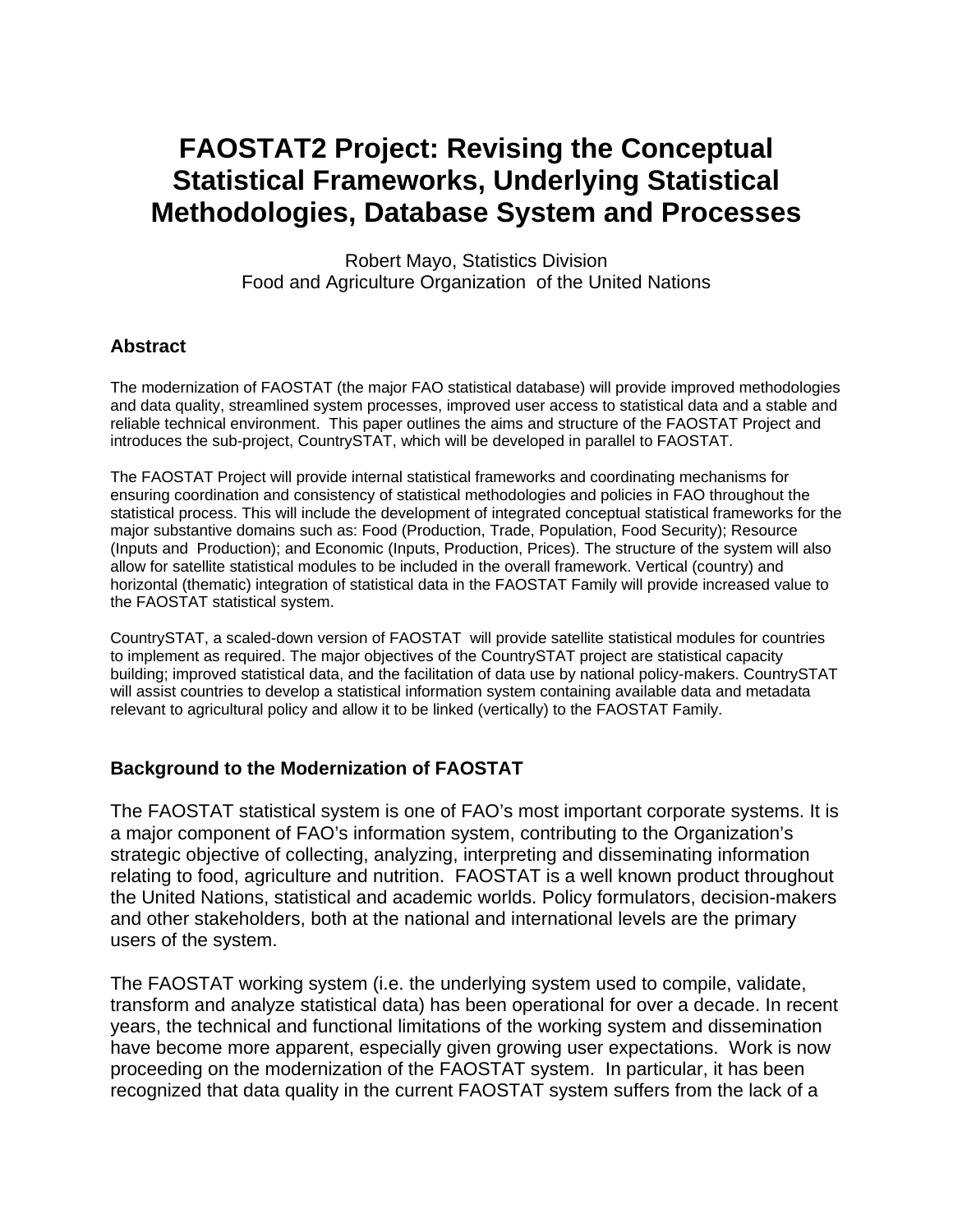# FAOSTAT2 Project: Revising the Conceptual Statistical Frameworks, Underlying Statistical Methodologies, Database System and Processes

Robert Mayo, Statistics Division
Food and Agriculture Organization of the United Nations

## Abstract

The modernization of FAOSTAT (the major FAO statistical database) will provide improved methodologies and data quality, streamlined system processes, improved user access to statistical data and a stable and reliable technical environment. This paper outlines the aims and structure of the FAOSTAT Project and introduces the sub-project, CountrySTAT, which will be developed in parallel to FAOSTAT.

The FAOSTAT Project will provide internal statistical frameworks and coordinating mechanisms for ensuring coordination and consistency of statistical methodologies and policies in FAO throughout the statistical process. This will include the development of integrated conceptual statistical frameworks for the major substantive domains such as: Food (Production, Trade, Population, Food Security); Resource (Inputs and Production); and Economic (Inputs, Production, Prices). The structure of the system will also allow for satellite statistical modules to be included in the overall framework. Vertical (country) and horizontal (thematic) integration of statistical data in the FAOSTAT Family will provide increased value to the FAOSTAT statistical system.

CountrySTAT, a scaled-down version of FAOSTAT will provide satellite statistical modules for countries to implement as required. The major objectives of the CountrySTAT project are statistical capacity building; improved statistical data, and the facilitation of data use by national policy-makers. CountrySTAT will assist countries to develop a statistical information system containing available data and metadata relevant to agricultural policy and allow it to be linked (vertically) to the FAOSTAT Family.

## Background to the Modernization of FAOSTAT

The FAOSTAT statistical system is one of FAO's most important corporate systems. It is a major component of FAO's information system, contributing to the Organization's strategic objective of collecting, analyzing, interpreting and disseminating information relating to food, agriculture and nutrition. FAOSTAT is a well known product throughout the United Nations, statistical and academic worlds. Policy formulators, decision-makers and other stakeholders, both at the national and international levels are the primary users of the system.

The FAOSTAT working system (i.e. the underlying system used to compile, validate, transform and analyze statistical data) has been operational for over a decade. In recent years, the technical and functional limitations of the working system and dissemination have become more apparent, especially given growing user expectations. Work is now proceeding on the modernization of the FAOSTAT system. In particular, it has been recognized that data quality in the current FAOSTAT system suffers from the lack of a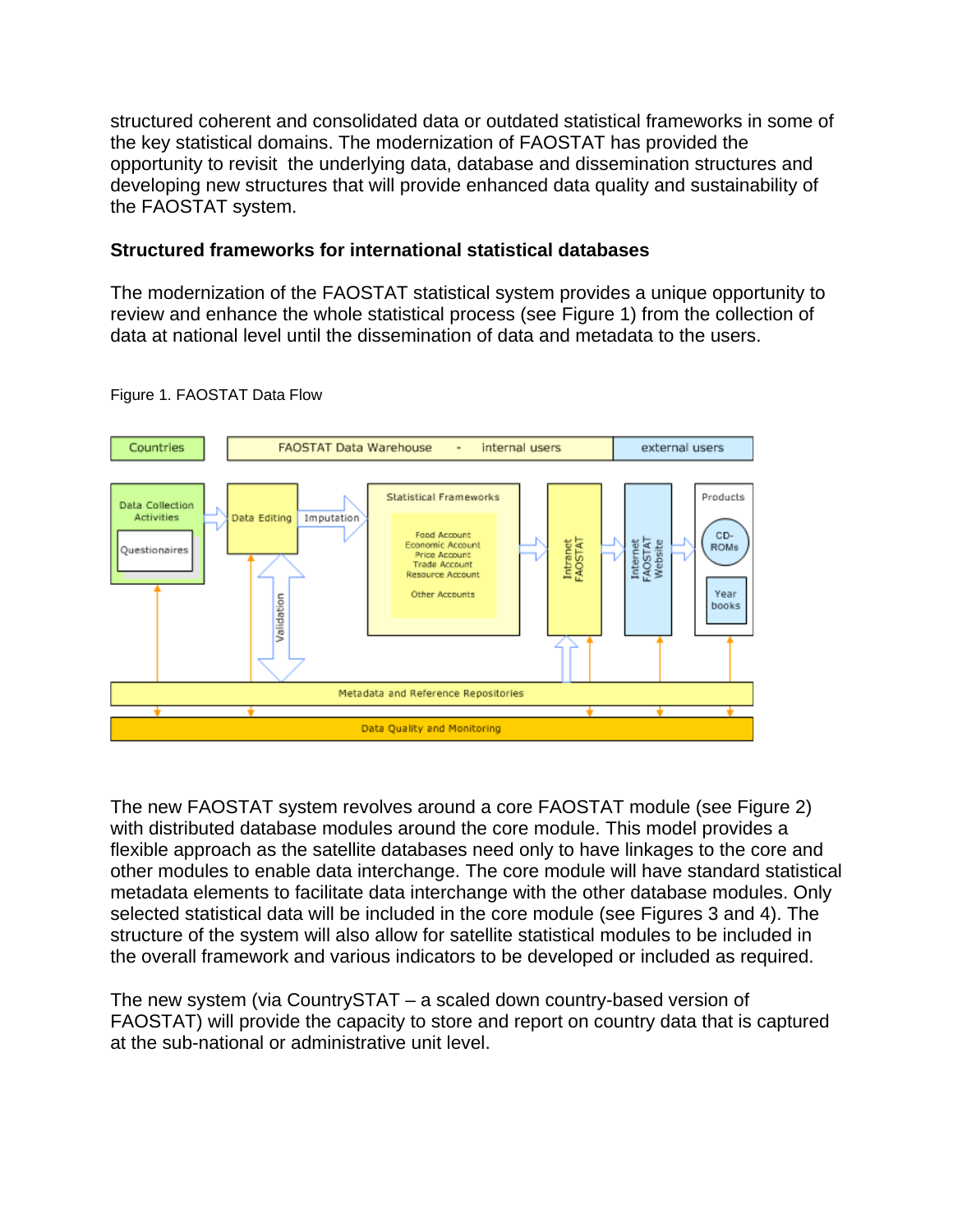structured coherent and consolidated data or outdated statistical frameworks in some of the key statistical domains. The modernization of FAOSTAT has provided the opportunity to revisit the underlying data, database and dissemination structures and developing new structures that will provide enhanced data quality and sustainability of the FAOSTAT system.

**Structured frameworks for international statistical databases**

The modernization of the FAOSTAT statistical system provides a unique opportunity to review and enhance the whole statistical process (see Figure 1) from the collection of data at national level until the dissemination of data and metadata to the users.

Figure 1. FAOSTAT Data Flow

The new FAOSTAT system revolves around a core FAOSTAT module (see Figure 2) with distributed database modules around the core module. This model provides a flexible approach as the satellite databases need only to have linkages to the core and other modules to enable data interchange. The core module will have standard statistical metadata elements to facilitate data interchange with the other database modules. Only selected statistical data will be included in the core module (see Figures 3 and 4). The structure of the system will also allow for satellite statistical modules to be included in the overall framework and various indicators to be developed or included as required.

The new system (via CountrySTAT – a scaled down country-based version of FAOSTAT) will provide the capacity to store and report on country data that is captured at the sub-national or administrative unit level.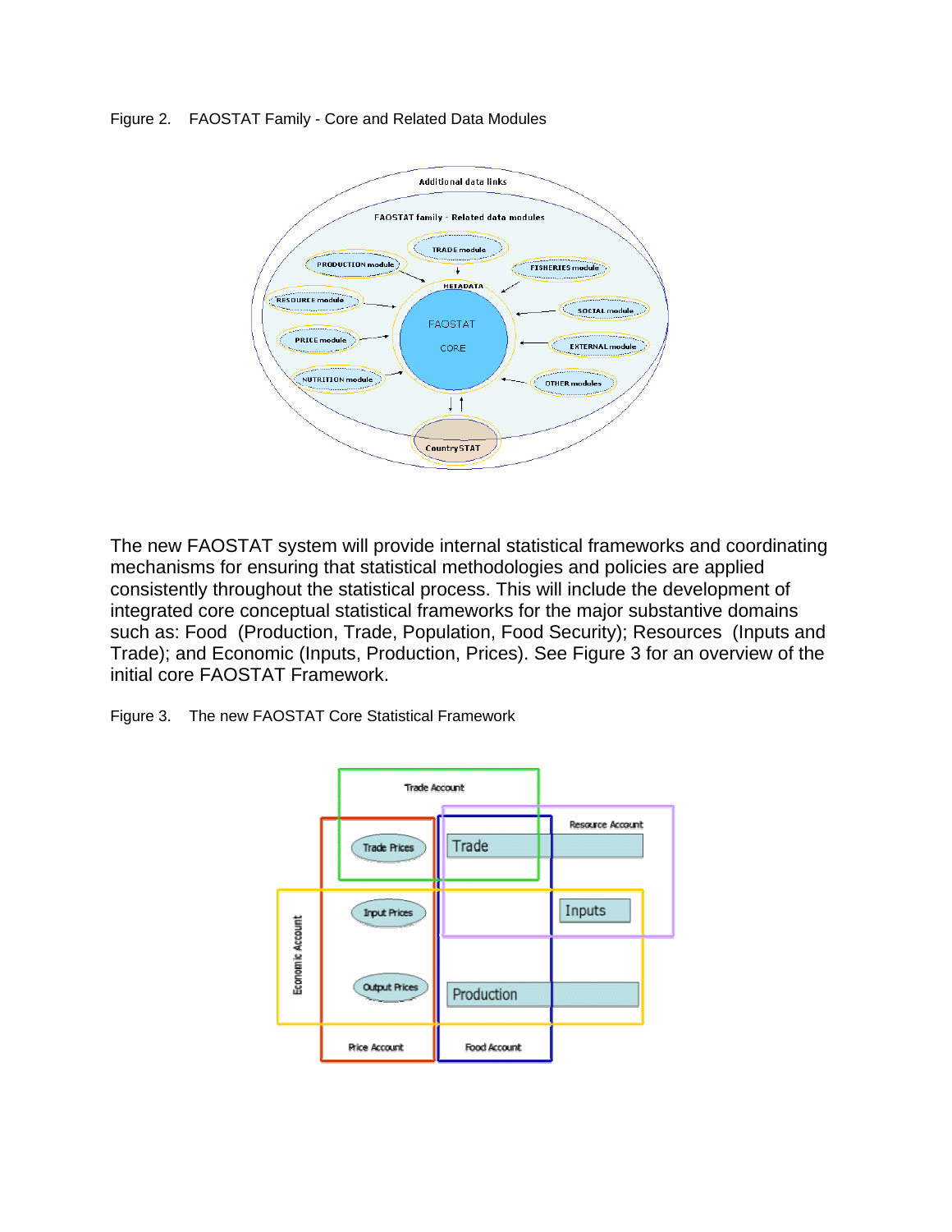Figure 2. FAOSTAT Family - Core and Related Data Modules

The new FAOSTAT system will provide internal statistical frameworks and coordinating mechanisms for ensuring that statistical methodologies and policies are applied consistently throughout the statistical process. This will include the development of integrated core conceptual statistical frameworks for the major substantive domains such as: Food (Production, Trade, Population, Food Security); Resources (Inputs and Trade); and Economic (Inputs, Production, Prices). See Figure 3 for an overview of the initial core FAOSTAT Framework.

Figure 3. The new FAOSTAT Core Statistical Framework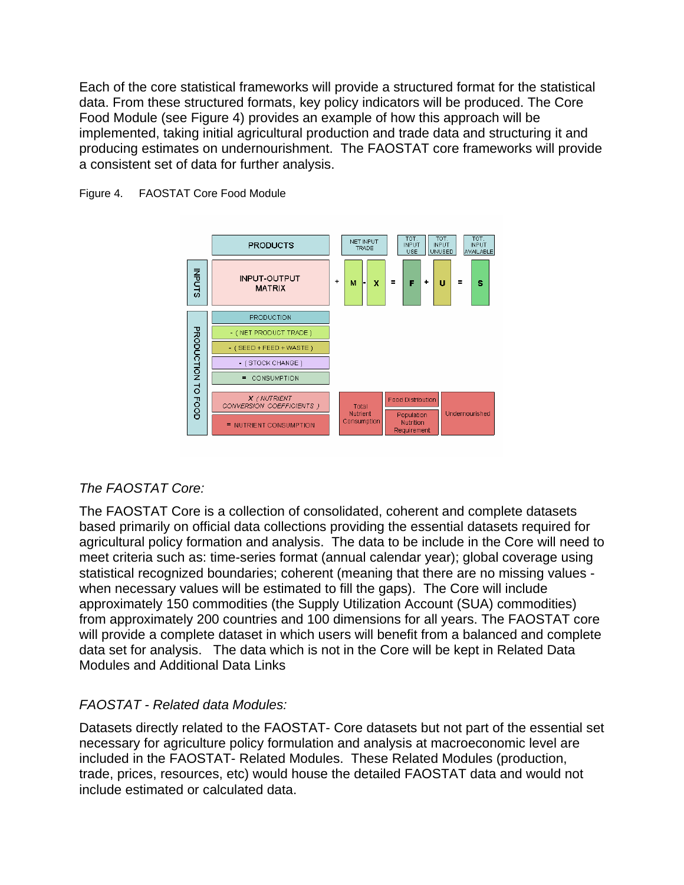Each of the core statistical frameworks will provide a structured format for the statistical data. From these structured formats, key policy indicators will be produced. The Core Food Module (see Figure 4) provides an example of how this approach will be implemented, taking initial agricultural production and trade data and structuring it and producing estimates on undernourishment. The FAOSTAT core frameworks will provide a consistent set of data for further analysis.

Figure 4. FAOSTAT Core Food Module

*The FAOSTAT Core:*

The FAOSTAT Core is a collection of consolidated, coherent and complete datasets based primarily on official data collections providing the essential datasets required for agricultural policy formation and analysis. The data to be include in the Core will need to meet criteria such as: time-series format (annual calendar year); global coverage using statistical recognized boundaries; coherent (meaning that there are no missing values - when necessary values will be estimated to fill the gaps). The Core will include approximately 150 commodities (the Supply Utilization Account (SUA) commodities) from approximately 200 countries and 100 dimensions for all years. The FAOSTAT core will provide a complete dataset in which users will benefit from a balanced and complete data set for analysis. The data which is not in the Core will be kept in Related Data Modules and Additional Data Links

*FAOSTAT - Related data Modules:*

Datasets directly related to the FAOSTAT- Core datasets but not part of the essential set necessary for agriculture policy formulation and analysis at macroeconomic level are included in the FAOSTAT- Related Modules. These Related Modules (production, trade, prices, resources, etc) would house the detailed FAOSTAT data and would not include estimated or calculated data.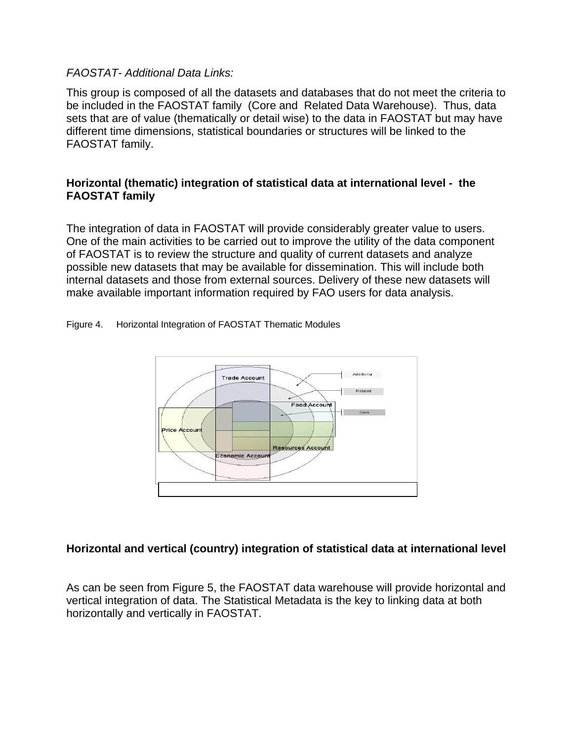*FAOSTAT- Additional Data Links:*

This group is composed of all the datasets and databases that do not meet the criteria to be included in the FAOSTAT family (Core and Related Data Warehouse). Thus, data sets that are of value (thematically or detail wise) to the data in FAOSTAT but may have different time dimensions, statistical boundaries or structures will be linked to the FAOSTAT family.

## Horizontal (thematic) integration of statistical data at international level - the FAOSTAT family

The integration of data in FAOSTAT will provide considerably greater value to users. One of the main activities to be carried out to improve the utility of the data component of FAOSTAT is to review the structure and quality of current datasets and analyze possible new datasets that may be available for dissemination. This will include both internal datasets and those from external sources. Delivery of these new datasets will make available important information required by FAO users for data analysis.

Figure 4. Horizontal Integration of FAOSTAT Thematic Modules

## Horizontal and vertical (country) integration of statistical data at international level

As can be seen from Figure 5, the FAOSTAT data warehouse will provide horizontal and vertical integration of data. The Statistical Metadata is the key to linking data at both horizontally and vertically in FAOSTAT.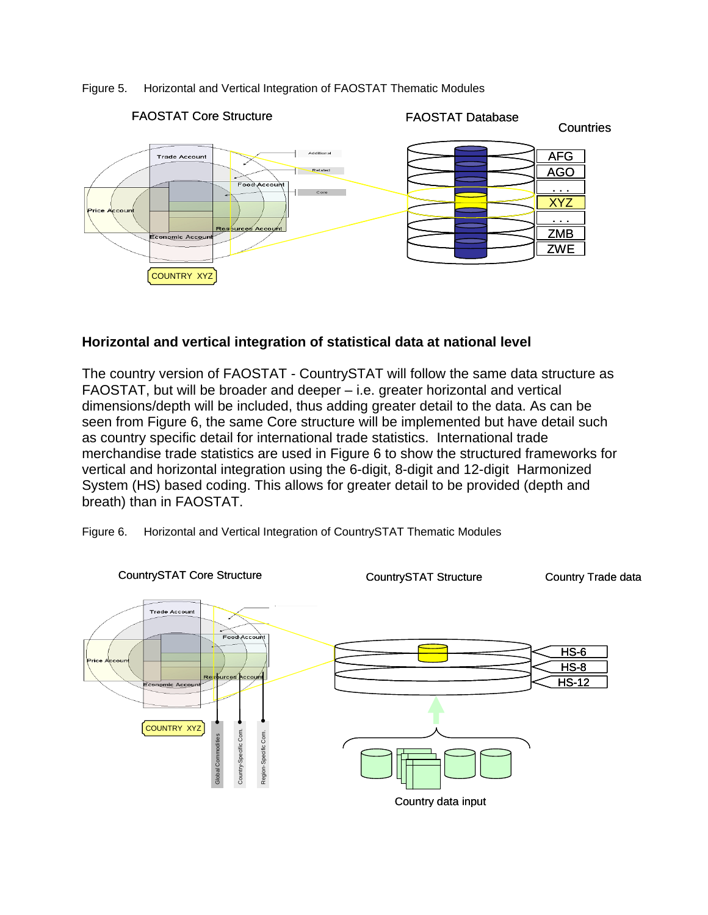Figure 5. Horizontal and Vertical Integration of FAOSTAT Thematic Modules

## Horizontal and vertical integration of statistical data at national level

The country version of FAOSTAT - CountrySTAT will follow the same data structure as FAOSTAT, but will be broader and deeper – i.e. greater horizontal and vertical dimensions/depth will be included, thus adding greater detail to the data. As can be seen from Figure 6, the same Core structure will be implemented but have detail such as country specific detail for international trade statistics. International trade merchandise trade statistics are used in Figure 6 to show the structured frameworks for vertical and horizontal integration using the 6-digit, 8-digit and 12-digit Harmonized System (HS) based coding. This allows for greater detail to be provided (depth and breath) than in FAOSTAT.

Figure 6. Horizontal and Vertical Integration of CountrySTAT Thematic Modules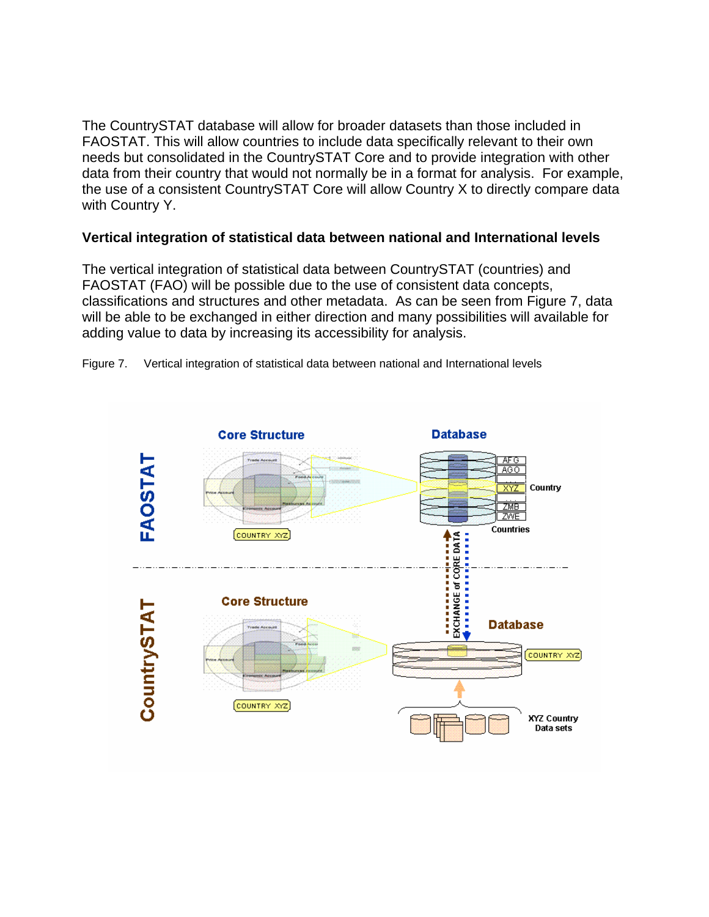The CountrySTAT database will allow for broader datasets than those included in FAOSTAT. This will allow countries to include data specifically relevant to their own needs but consolidated in the CountrySTAT Core and to provide integration with other data from their country that would not normally be in a format for analysis. For example, the use of a consistent CountrySTAT Core will allow Country X to directly compare data with Country Y.

### Vertical integration of statistical data between national and International levels

The vertical integration of statistical data between CountrySTAT (countries) and FAOSTAT (FAO) will be possible due to the use of consistent data concepts, classifications and structures and other metadata. As can be seen from Figure 7, data will be able to be exchanged in either direction and many possibilities will available for adding value to data by increasing its accessibility for analysis.

Figure 7. Vertical integration of statistical data between national and International levels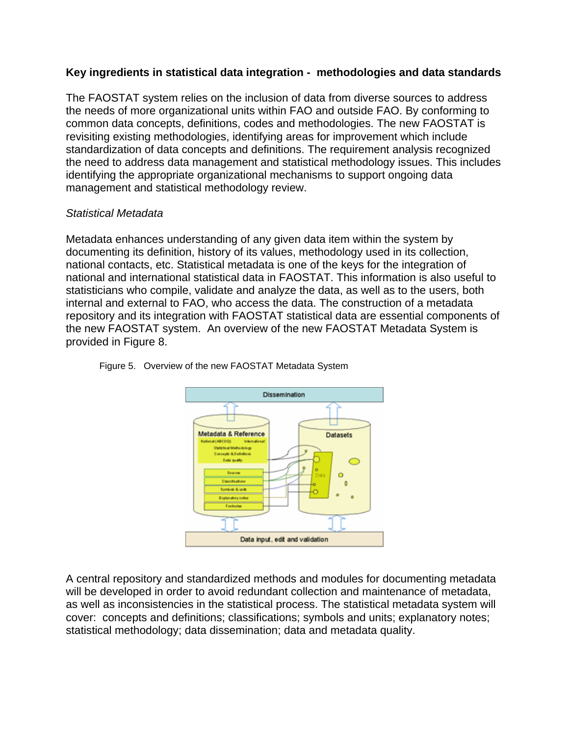**Key ingredients in statistical data integration - methodologies and data standards**

The FAOSTAT system relies on the inclusion of data from diverse sources to address the needs of more organizational units within FAO and outside FAO. By conforming to common data concepts, definitions, codes and methodologies. The new FAOSTAT is revisiting existing methodologies, identifying areas for improvement which include standardization of data concepts and definitions. The requirement analysis recognized the need to address data management and statistical methodology issues. This includes identifying the appropriate organizational mechanisms to support ongoing data management and statistical methodology review.

*Statistical Metadata*

Metadata enhances understanding of any given data item within the system by documenting its definition, history of its values, methodology used in its collection, national contacts, etc. Statistical metadata is one of the keys for the integration of national and international statistical data in FAOSTAT. This information is also useful to statisticians who compile, validate and analyze the data, as well as to the users, both internal and external to FAO, who access the data. The construction of a metadata repository and its integration with FAOSTAT statistical data are essential components of the new FAOSTAT system. An overview of the new FAOSTAT Metadata System is provided in Figure 8.

Figure 5. Overview of the new FAOSTAT Metadata System

A central repository and standardized methods and modules for documenting metadata will be developed in order to avoid redundant collection and maintenance of metadata, as well as inconsistencies in the statistical process. The statistical metadata system will cover: concepts and definitions; classifications; symbols and units; explanatory notes; statistical methodology; data dissemination; data and metadata quality.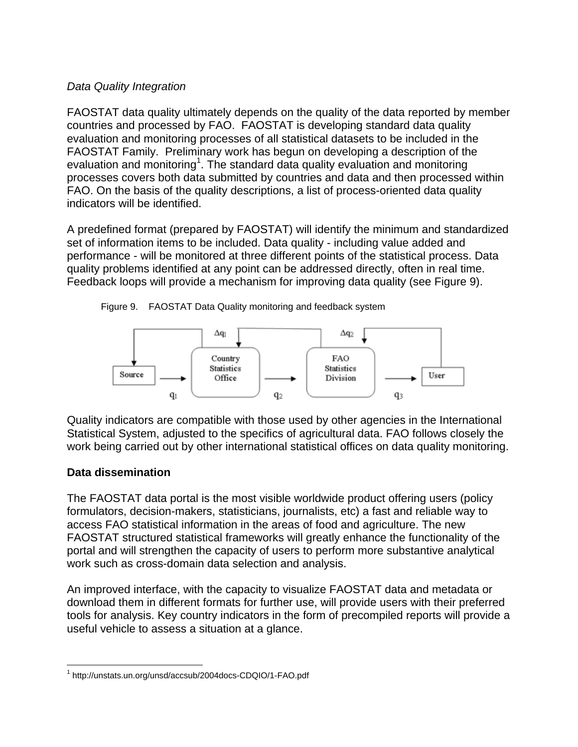*Data Quality Integration*

FAOSTAT data quality ultimately depends on the quality of the data reported by member countries and processed by FAO. FAOSTAT is developing standard data quality evaluation and monitoring processes of all statistical datasets to be included in the FAOSTAT Family. Preliminary work has begun on developing a description of the evaluation and monitoring[1]. The standard data quality evaluation and monitoring processes covers both data submitted by countries and data and then processed within FAO. On the basis of the quality descriptions, a list of process-oriented data quality indicators will be identified.

A predefined format (prepared by FAOSTAT) will identify the minimum and standardized set of information items to be included. Data quality - including value added and performance - will be monitored at three different points of the statistical process. Data quality problems identified at any point can be addressed directly, often in real time. Feedback loops will provide a mechanism for improving data quality (see Figure 9).

Figure 9. FAOSTAT Data Quality monitoring and feedback system

Source → ($q_1$) → Country Statistics Office → ($q_2$) → FAO Statistics Division → ($q_3$) → User

Feedback: $\Delta q_1$, $\Delta q_2$

Quality indicators are compatible with those used by other agencies in the International Statistical System, adjusted to the specifics of agricultural data. FAO follows closely the work being carried out by other international statistical offices on data quality monitoring.

**Data dissemination**

The FAOSTAT data portal is the most visible worldwide product offering users (policy formulators, decision-makers, statisticians, journalists, etc) a fast and reliable way to access FAO statistical information in the areas of food and agriculture. The new FAOSTAT structured statistical frameworks will greatly enhance the functionality of the portal and will strengthen the capacity of users to perform more substantive analytical work such as cross-domain data selection and analysis.

An improved interface, with the capacity to visualize FAOSTAT data and metadata or download them in different formats for further use, will provide users with their preferred tools for analysis. Key country indicators in the form of precompiled reports will provide a useful vehicle to assess a situation at a glance.

---

[1] http://unstats.un.org/unsd/accsub/2004docs-CDQIO/1-FAO.pdf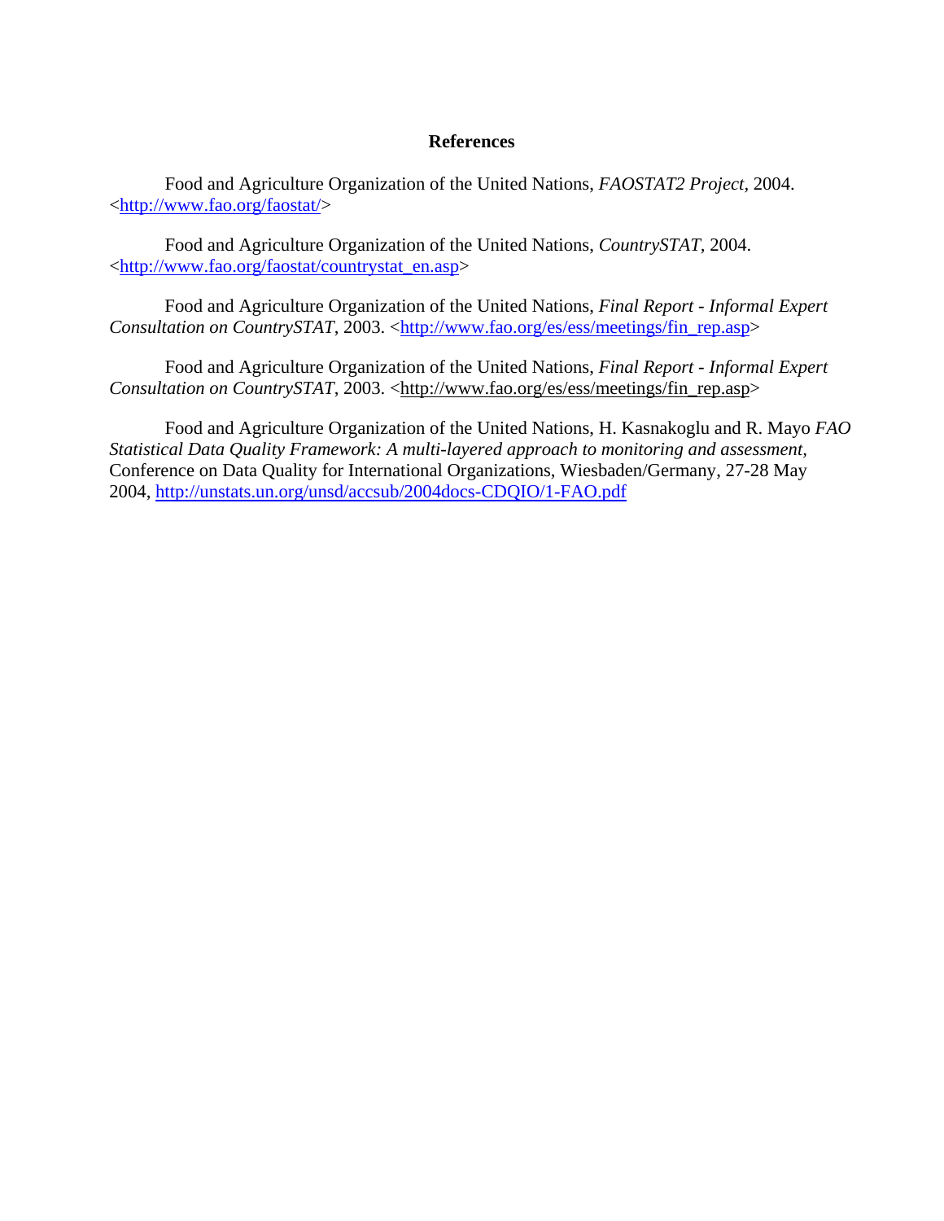## References

Food and Agriculture Organization of the United Nations, *FAOSTAT2 Project*, 2004. <http://www.fao.org/faostat/>

Food and Agriculture Organization of the United Nations, *CountrySTAT*, 2004. <http://www.fao.org/faostat/countrystat_en.asp>

Food and Agriculture Organization of the United Nations, *Final Report - Informal Expert Consultation on CountrySTAT*, 2003. <http://www.fao.org/es/ess/meetings/fin_rep.asp>

Food and Agriculture Organization of the United Nations, *Final Report - Informal Expert Consultation on CountrySTAT*, 2003. <http://www.fao.org/es/ess/meetings/fin_rep.asp>

Food and Agriculture Organization of the United Nations, H. Kasnakoglu and R. Mayo *FAO Statistical Data Quality Framework: A multi-layered approach to monitoring and assessment*, Conference on Data Quality for International Organizations, Wiesbaden/Germany, 27-28 May 2004, http://unstats.un.org/unsd/accsub/2004docs-CDQIO/1-FAO.pdf